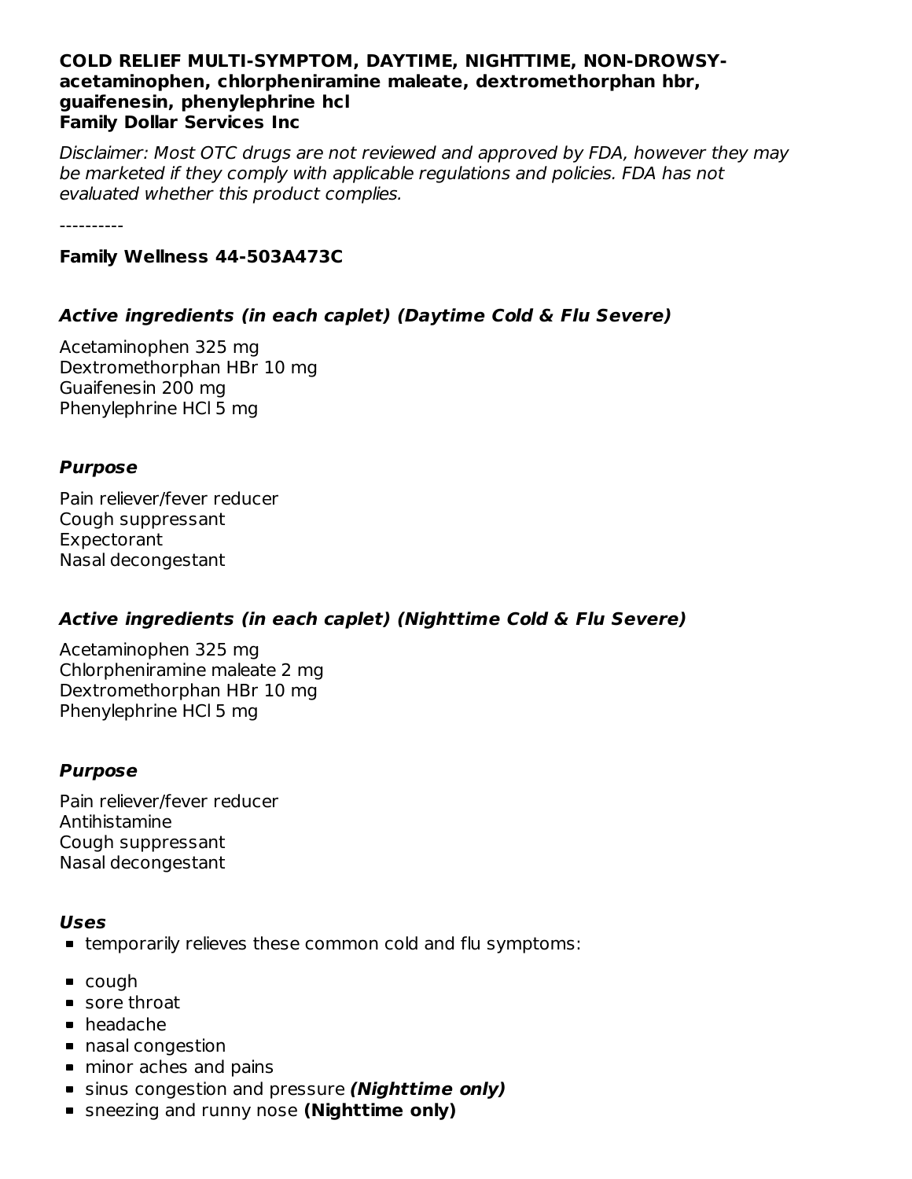**COLD RELIEF MULTI-SYMPTOM, DAYTIME, NIGHTTIME, NON-DROWSY- acetaminophen, chlorpheniramine maleate, dextromethorphan hbr, guaifenesin, phenylephrine hcl**
**Family Dollar Services Inc**

*Disclaimer: Most OTC drugs are not reviewed and approved by FDA, however they may be marketed if they comply with applicable regulations and policies. FDA has not evaluated whether this product complies.*

----------

**Family Wellness 44-503A473C**

### *Active ingredients (in each caplet) (Daytime Cold & Flu Severe)*

Acetaminophen 325 mg
Dextromethorphan HBr 10 mg
Guaifenesin 200 mg
Phenylephrine HCl 5 mg

### *Purpose*

Pain reliever/fever reducer
Cough suppressant
Expectorant
Nasal decongestant

### *Active ingredients (in each caplet) (Nighttime Cold & Flu Severe)*

Acetaminophen 325 mg
Chlorpheniramine maleate 2 mg
Dextromethorphan HBr 10 mg
Phenylephrine HCl 5 mg

### *Purpose*

Pain reliever/fever reducer
Antihistamine
Cough suppressant
Nasal decongestant

### *Uses*

- temporarily relieves these common cold and flu symptoms:
- cough
- sore throat
- headache
- nasal congestion
- minor aches and pains
- sinus congestion and pressure ***(Nighttime only)***
- sneezing and runny nose **(Nighttime only)**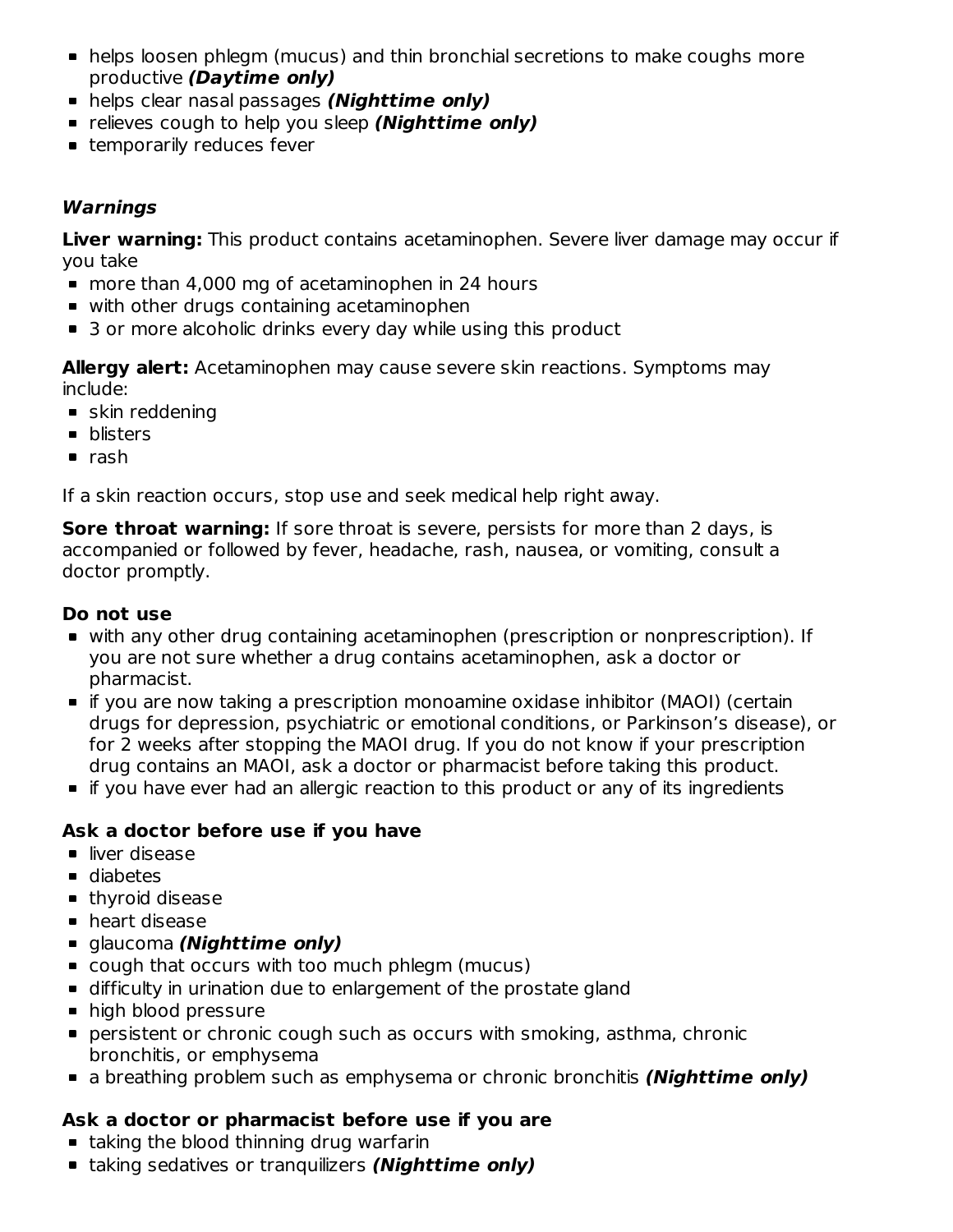- helps loosen phlegm (mucus) and thin bronchial secretions to make coughs more productive ***(Daytime only)***
- helps clear nasal passages ***(Nighttime only)***
- relieves cough to help you sleep ***(Nighttime only)***
- temporarily reduces fever

### ***Warnings***

**Liver warning:** This product contains acetaminophen. Severe liver damage may occur if you take

- more than 4,000 mg of acetaminophen in 24 hours
- with other drugs containing acetaminophen
- 3 or more alcoholic drinks every day while using this product

**Allergy alert:** Acetaminophen may cause severe skin reactions. Symptoms may include:

- skin reddening
- blisters
- rash

If a skin reaction occurs, stop use and seek medical help right away.

**Sore throat warning:** If sore throat is severe, persists for more than 2 days, is accompanied or followed by fever, headache, rash, nausea, or vomiting, consult a doctor promptly.

**Do not use**

- with any other drug containing acetaminophen (prescription or nonprescription). If you are not sure whether a drug contains acetaminophen, ask a doctor or pharmacist.
- if you are now taking a prescription monoamine oxidase inhibitor (MAOI) (certain drugs for depression, psychiatric or emotional conditions, or Parkinson's disease), or for 2 weeks after stopping the MAOI drug. If you do not know if your prescription drug contains an MAOI, ask a doctor or pharmacist before taking this product.
- if you have ever had an allergic reaction to this product or any of its ingredients

**Ask a doctor before use if you have**

- liver disease
- diabetes
- thyroid disease
- heart disease
- glaucoma ***(Nighttime only)***
- cough that occurs with too much phlegm (mucus)
- difficulty in urination due to enlargement of the prostate gland
- high blood pressure
- persistent or chronic cough such as occurs with smoking, asthma, chronic bronchitis, or emphysema
- a breathing problem such as emphysema or chronic bronchitis ***(Nighttime only)***

**Ask a doctor or pharmacist before use if you are**

- taking the blood thinning drug warfarin
- taking sedatives or tranquilizers ***(Nighttime only)***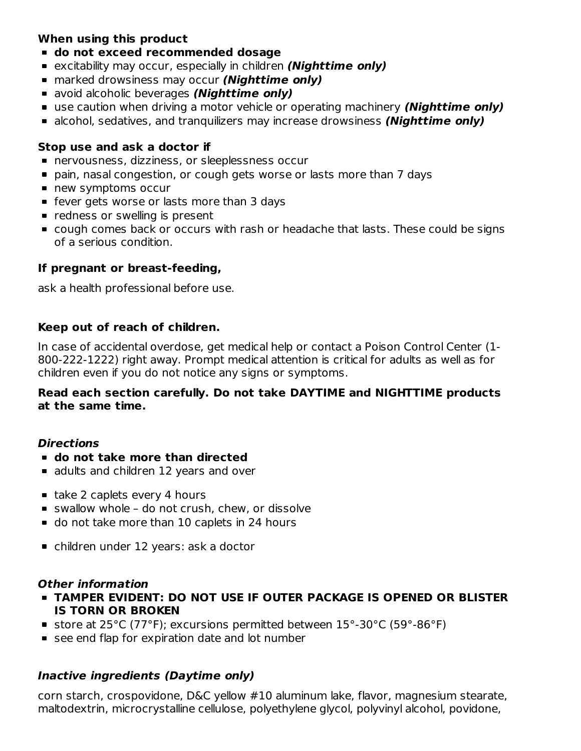**When using this product**

- **do not exceed recommended dosage**
- excitability may occur, especially in children ***(Nighttime only)***
- marked drowsiness may occur ***(Nighttime only)***
- avoid alcoholic beverages ***(Nighttime only)***
- use caution when driving a motor vehicle or operating machinery ***(Nighttime only)***
- alcohol, sedatives, and tranquilizers may increase drowsiness ***(Nighttime only)***

**Stop use and ask a doctor if**

- nervousness, dizziness, or sleeplessness occur
- pain, nasal congestion, or cough gets worse or lasts more than 7 days
- new symptoms occur
- fever gets worse or lasts more than 3 days
- redness or swelling is present
- cough comes back or occurs with rash or headache that lasts. These could be signs of a serious condition.

**If pregnant or breast-feeding,**

ask a health professional before use.

**Keep out of reach of children.**

In case of accidental overdose, get medical help or contact a Poison Control Center (1-800-222-1222) right away. Prompt medical attention is critical for adults as well as for children even if you do not notice any signs or symptoms.

**Read each section carefully. Do not take DAYTIME and NIGHTTIME products at the same time.**

***Directions***

- **do not take more than directed**
- adults and children 12 years and over
- take 2 caplets every 4 hours
- swallow whole – do not crush, chew, or dissolve
- do not take more than 10 caplets in 24 hours
- children under 12 years: ask a doctor

***Other information***

- **TAMPER EVIDENT: DO NOT USE IF OUTER PACKAGE IS OPENED OR BLISTER IS TORN OR BROKEN**
- store at 25°C (77°F); excursions permitted between 15°-30°C (59°-86°F)
- see end flap for expiration date and lot number

***Inactive ingredients (Daytime only)***

corn starch, crospovidone, D&C yellow #10 aluminum lake, flavor, magnesium stearate, maltodextrin, microcrystalline cellulose, polyethylene glycol, polyvinyl alcohol, povidone,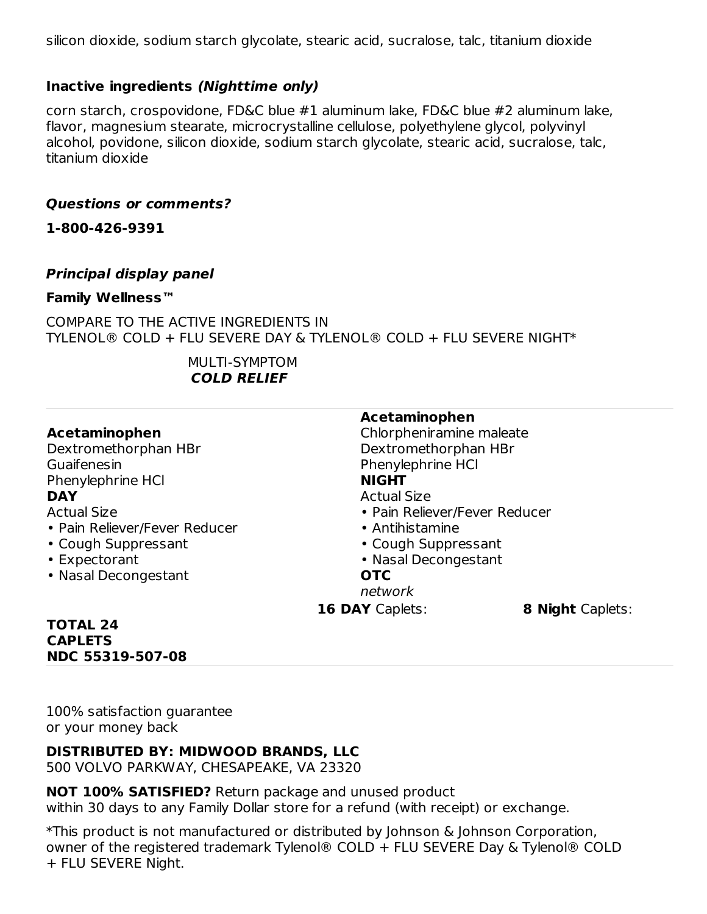silicon dioxide, sodium starch glycolate, stearic acid, sucralose, talc, titanium dioxide

**Inactive ingredients *(Nighttime only)***

corn starch, crospovidone, FD&C blue #1 aluminum lake, FD&C blue #2 aluminum lake, flavor, magnesium stearate, microcrystalline cellulose, polyethylene glycol, polyvinyl alcohol, povidone, silicon dioxide, sodium starch glycolate, stearic acid, sucralose, talc, titanium dioxide

***Questions or comments?***

**1-800-426-9391**

***Principal display panel***

**Family Wellness™**

COMPARE TO THE ACTIVE INGREDIENTS IN
TYLENOL® COLD + FLU SEVERE DAY & TYLENOL® COLD + FLU SEVERE NIGHT*

MULTI-SYMPTOM
***COLD RELIEF***

**Acetaminophen**
Dextromethorphan HBr
Guaifenesin
Phenylephrine HCl
**DAY**
Actual Size
- Pain Reliever/Fever Reducer
- Cough Suppressant
- Expectorant
- Nasal Decongestant

**Acetaminophen**
Chlorpheniramine maleate
Dextromethorphan HBr
Phenylephrine HCl
**NIGHT**
Actual Size
- Pain Reliever/Fever Reducer
- Antihistamine
- Cough Suppressant
- Nasal Decongestant

**OTC**
*network*

**16 DAY** Caplets: **8 Night** Caplets:

**TOTAL 24**
**CAPLETS**
**NDC 55319-507-08**

100% satisfaction guarantee
or your money back

**DISTRIBUTED BY: MIDWOOD BRANDS, LLC**
500 VOLVO PARKWAY, CHESAPEAKE, VA 23320

**NOT 100% SATISFIED?** Return package and unused product within 30 days to any Family Dollar store for a refund (with receipt) or exchange.

*This product is not manufactured or distributed by Johnson & Johnson Corporation, owner of the registered trademark Tylenol® COLD + FLU SEVERE Day & Tylenol® COLD + FLU SEVERE Night.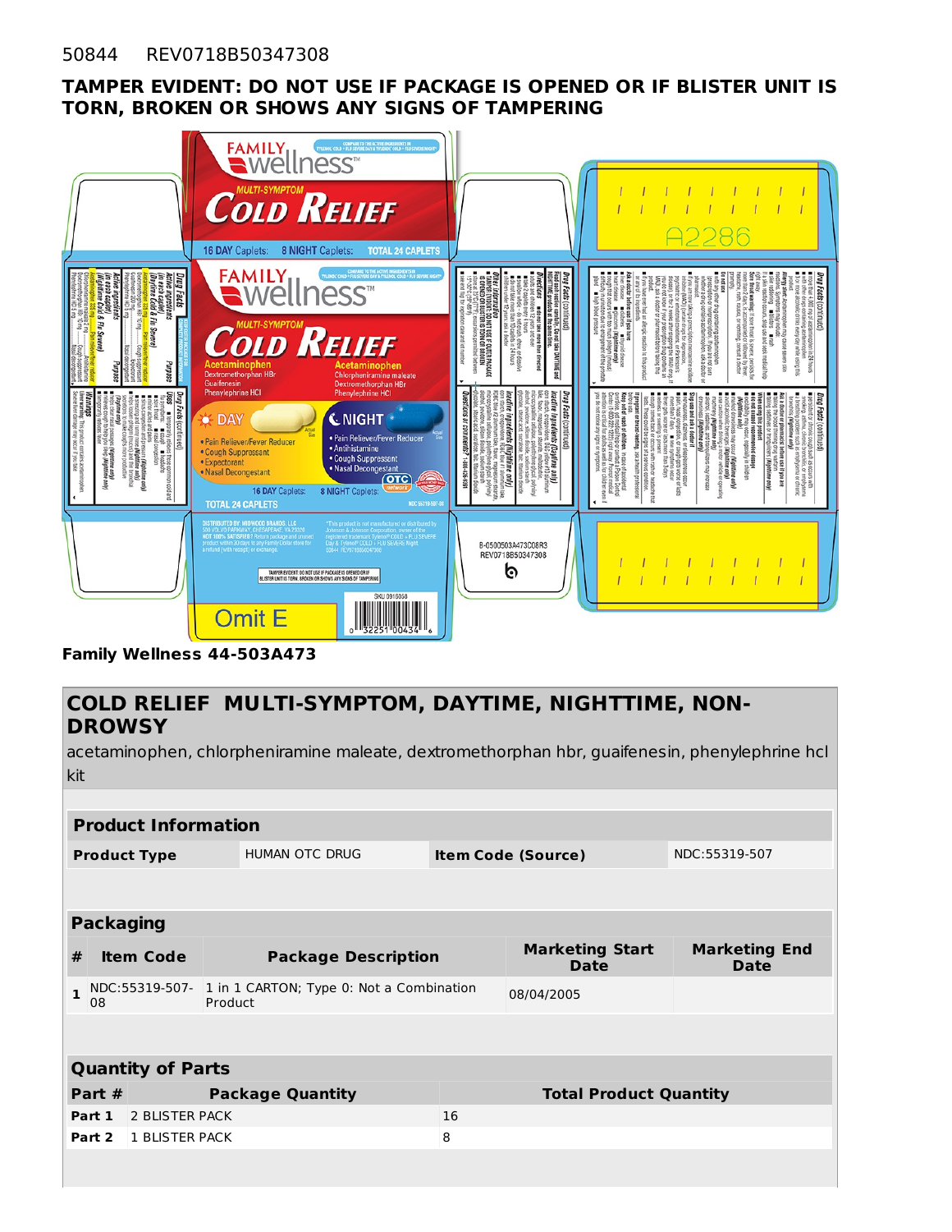50844 REV0718B50347308

**TAMPER EVIDENT: DO NOT USE IF PACKAGE IS OPENED OR IF BLISTER UNIT IS TORN, BROKEN OR SHOWS ANY SIGNS OF TAMPERING**

**Family Wellness 44-503A473**

## COLD RELIEF MULTI-SYMPTOM, DAYTIME, NIGHTTIME, NON-DROWSY

acetaminophen, chlorpheniramine maleate, dextromethorphan hbr, guaifenesin, phenylephrine hcl kit

### Product Information

| Product Type | HUMAN OTC DRUG | Item Code (Source) | NDC:55319-507 |
|---|---|---|---|

### Packaging

| # | Item Code | Package Description | Marketing Start Date | Marketing End Date |
|---|---|---|---|---|
| 1 | NDC:55319-507-08 | 1 in 1 CARTON; Type 0: Not a Combination Product | 08/04/2005 | |

### Quantity of Parts

| Part # | Package Quantity | Total Product Quantity |
|---|---|---|
| Part 1 | 2 BLISTER PACK | 16 |
| Part 2 | 1 BLISTER PACK | 8 |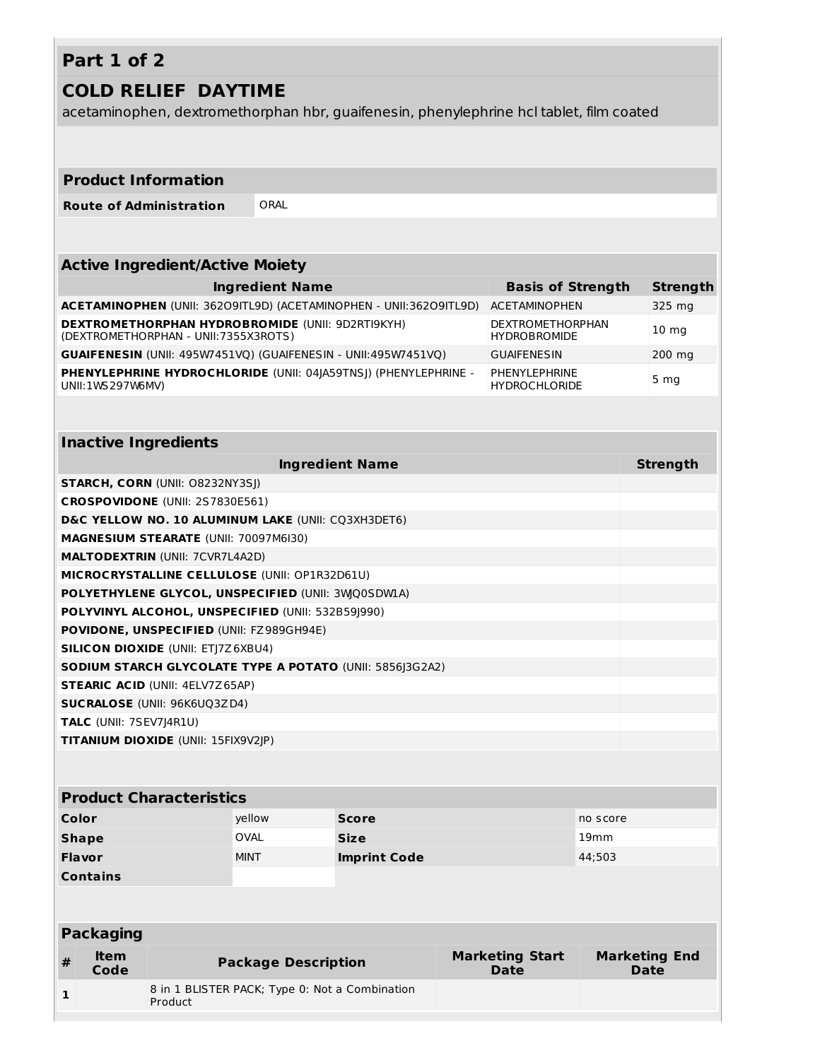## Part 1 of 2

## COLD RELIEF DAYTIME

acetaminophen, dextromethorphan hbr, guaifenesin, phenylephrine hcl tablet, film coated

| Product Information | |
|---|---|
| **Route of Administration** | ORAL |

| Active Ingredient/Active Moiety | | |
|---|---|---|
| **Ingredient Name** | **Basis of Strength** | **Strength** |
| **ACETAMINOPHEN** (UNII: 362O9ITL9D) (ACETAMINOPHEN - UNII:362O9ITL9D) | ACETAMINOPHEN | 325 mg |
| **DEXTROMETHORPHAN HYDROBROMIDE** (UNII: 9D2RTI9KYH) (DEXTROMETHORPHAN - UNII:7355X3ROTS) | DEXTROMETHORPHAN HYDROBROMIDE | 10 mg |
| **GUAIFENESIN** (UNII: 495W7451VQ) (GUAIFENESIN - UNII:495W7451VQ) | GUAIFENESIN | 200 mg |
| **PHENYLEPHRINE HYDROCHLORIDE** (UNII: 04JA59TNSJ) (PHENYLEPHRINE - UNII:1WS297W6MV) | PHENYLEPHRINE HYDROCHLORIDE | 5 mg |

| Inactive Ingredients | |
|---|---|
| **Ingredient Name** | **Strength** |
| **STARCH, CORN** (UNII: O8232NY3SJ) | |
| **CROSPOVIDONE** (UNII: 2S7830E561) | |
| **D&C YELLOW NO. 10 ALUMINUM LAKE** (UNII: CQ3XH3DET6) | |
| **MAGNESIUM STEARATE** (UNII: 70097M6I30) | |
| **MALTODEXTRIN** (UNII: 7CVR7L4A2D) | |
| **MICROCRYSTALLINE CELLULOSE** (UNII: OP1R32D61U) | |
| **POLYETHYLENE GLYCOL, UNSPECIFIED** (UNII: 3WJQ0SDW1A) | |
| **POLYVINYL ALCOHOL, UNSPECIFIED** (UNII: 532B59J990) | |
| **POVIDONE, UNSPECIFIED** (UNII: FZ989GH94E) | |
| **SILICON DIOXIDE** (UNII: ETJ7Z6XBU4) | |
| **SODIUM STARCH GLYCOLATE TYPE A POTATO** (UNII: 5856J3G2A2) | |
| **STEARIC ACID** (UNII: 4ELV7Z65AP) | |
| **SUCRALOSE** (UNII: 96K6UQ3ZD4) | |
| **TALC** (UNII: 7SEV7J4R1U) | |
| **TITANIUM DIOXIDE** (UNII: 15FIX9V2JP) | |

| Product Characteristics | | | |
|---|---|---|---|
| **Color** | yellow | **Score** | no score |
| **Shape** | OVAL | **Size** | 19mm |
| **Flavor** | MINT | **Imprint Code** | 44;503 |
| **Contains** | | | |

| Packaging | | | | |
|---|---|---|---|---|
| **#** | **Item Code** | **Package Description** | **Marketing Start Date** | **Marketing End Date** |
| **1** | | 8 in 1 BLISTER PACK; Type 0: Not a Combination Product | | |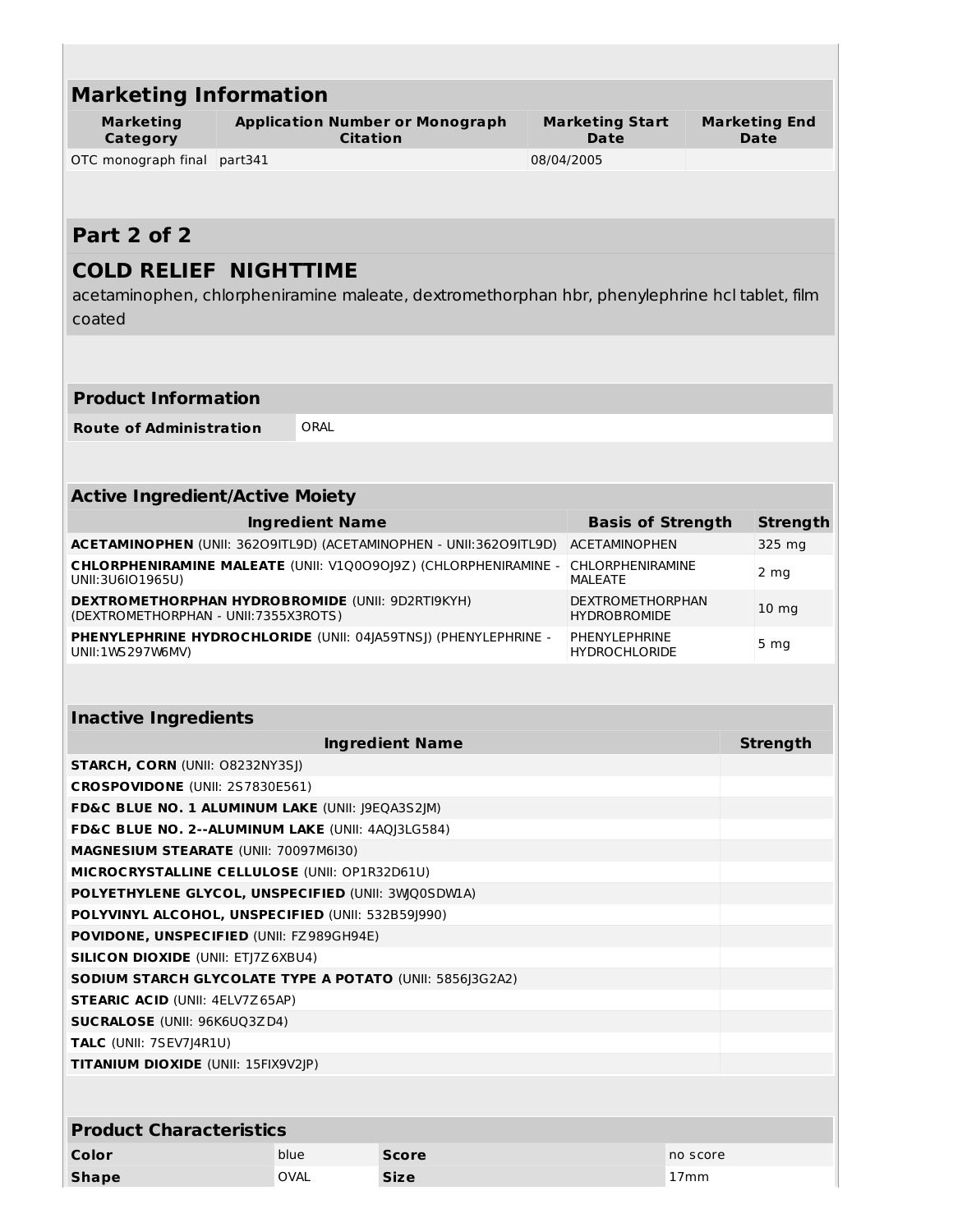## Marketing Information

| Marketing Category | Application Number or Monograph Citation | Marketing Start Date | Marketing End Date |
|---|---|---|---|
| OTC monograph final | part341 | 08/04/2005 | |

## Part 2 of 2

## COLD RELIEF NIGHTTIME

acetaminophen, chlorpheniramine maleate, dextromethorphan hbr, phenylephrine hcl tablet, film coated

### Product Information

| Route of Administration | ORAL |
|---|---|

### Active Ingredient/Active Moiety

| Ingredient Name | Basis of Strength | Strength |
|---|---|---|
| **ACETAMINOPHEN** (UNII: 362O9ITL9D) (ACETAMINOPHEN - UNII:362O9ITL9D) | ACETAMINOPHEN | 325 mg |
| **CHLORPHENIRAMINE MALEATE** (UNII: V1Q0O9OJ9Z) (CHLORPHENIRAMINE - UNII:3U6IO1965U) | CHLORPHENIRAMINE MALEATE | 2 mg |
| **DEXTROMETHORPHAN HYDROBROMIDE** (UNII: 9D2RTI9KYH) (DEXTROMETHORPHAN - UNII:7355X3ROTS) | DEXTROMETHORPHAN HYDROBROMIDE | 10 mg |
| **PHENYLEPHRINE HYDROCHLORIDE** (UNII: 04JA59TNSJ) (PHENYLEPHRINE - UNII:1WS297W6MV) | PHENYLEPHRINE HYDROCHLORIDE | 5 mg |

### Inactive Ingredients

| Ingredient Name | Strength |
|---|---|
| **STARCH, CORN** (UNII: O8232NY3SJ) | |
| **CROSPOVIDONE** (UNII: 2S7830E561) | |
| **FD&C BLUE NO. 1 ALUMINUM LAKE** (UNII: J9EQA3S2JM) | |
| **FD&C BLUE NO. 2--ALUMINUM LAKE** (UNII: 4AQJ3LG584) | |
| **MAGNESIUM STEARATE** (UNII: 70097M6I30) | |
| **MICROCRYSTALLINE CELLULOSE** (UNII: OP1R32D61U) | |
| **POLYETHYLENE GLYCOL, UNSPECIFIED** (UNII: 3WQ0SDW1A) | |
| **POLYVINYL ALCOHOL, UNSPECIFIED** (UNII: 532B59J990) | |
| **POVIDONE, UNSPECIFIED** (UNII: FZ989GH94E) | |
| **SILICON DIOXIDE** (UNII: ETJ7Z6XBU4) | |
| **SODIUM STARCH GLYCOLATE TYPE A POTATO** (UNII: 5856J3G2A2) | |
| **STEARIC ACID** (UNII: 4ELV7Z65AP) | |
| **SUCRALOSE** (UNII: 96K6UQ3ZD4) | |
| **TALC** (UNII: 7SEV7J4R1U) | |
| **TITANIUM DIOXIDE** (UNII: 15FIX9V2JP) | |

### Product Characteristics

| | | | |
|---|---|---|---|
| **Color** | blue | **Score** | no score |
| **Shape** | OVAL | **Size** | 17mm |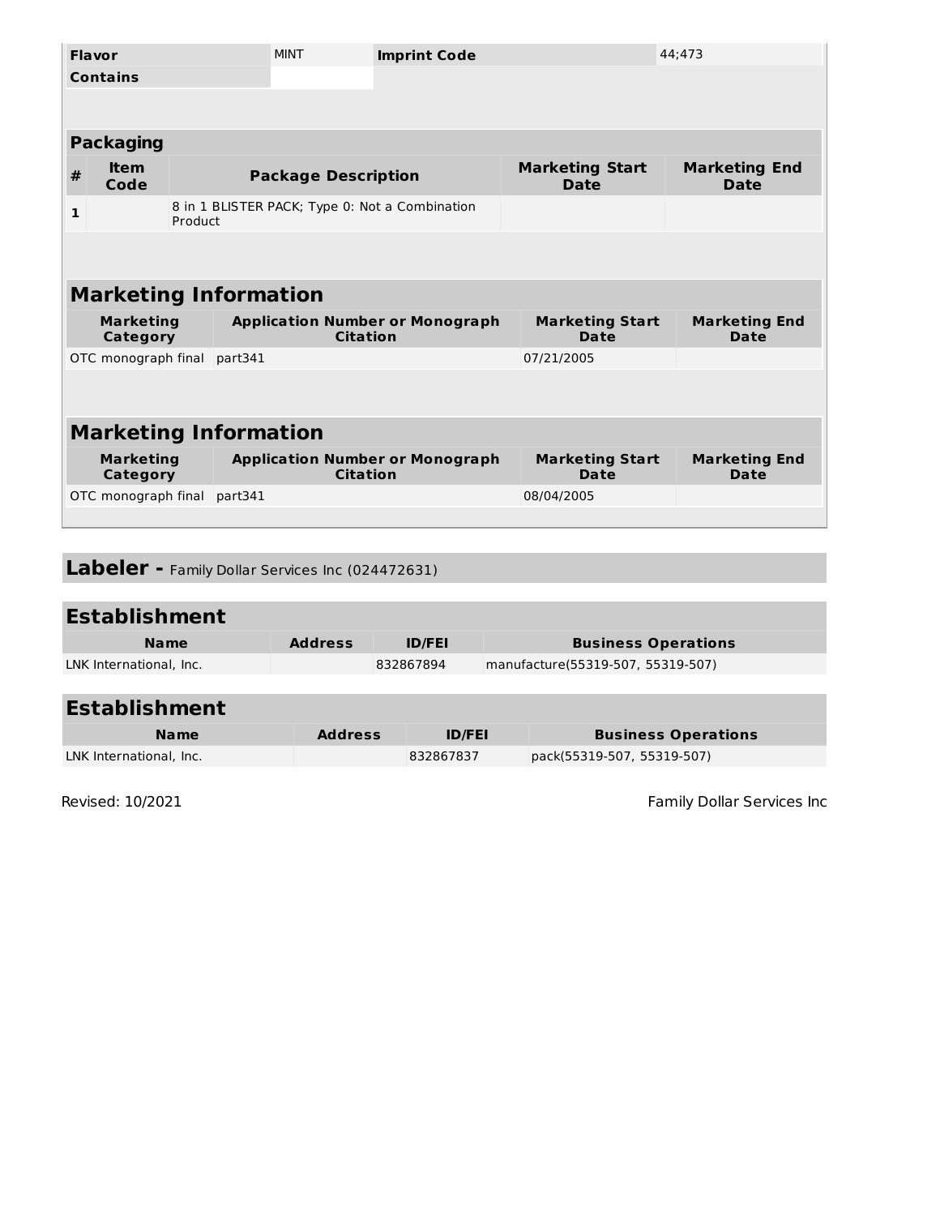| | | | |
|---|---|---|---|
| **Flavor** | MINT | **Imprint Code** | 44;473 |
| **Contains** | | | |

**Packaging**

| # | Item Code | Package Description | Marketing Start Date | Marketing End Date |
|---|---|---|---|---|
| 1 | | 8 in 1 BLISTER PACK; Type 0: Not a Combination Product | | |

**Marketing Information**

| Marketing Category | Application Number or Monograph Citation | Marketing Start Date | Marketing End Date |
|---|---|---|---|
| OTC monograph final | part341 | 07/21/2005 | |

**Marketing Information**

| Marketing Category | Application Number or Monograph Citation | Marketing Start Date | Marketing End Date |
|---|---|---|---|
| OTC monograph final | part341 | 08/04/2005 | |

## Labeler - Family Dollar Services Inc (024472631)

**Establishment**

| Name | Address | ID/FEI | Business Operations |
|---|---|---|---|
| LNK International, Inc. | | 832867894 | manufacture(55319-507, 55319-507) |

**Establishment**

| Name | Address | ID/FEI | Business Operations |
|---|---|---|---|
| LNK International, Inc. | | 832867837 | pack(55319-507, 55319-507) |

Revised: 10/2021

Family Dollar Services Inc